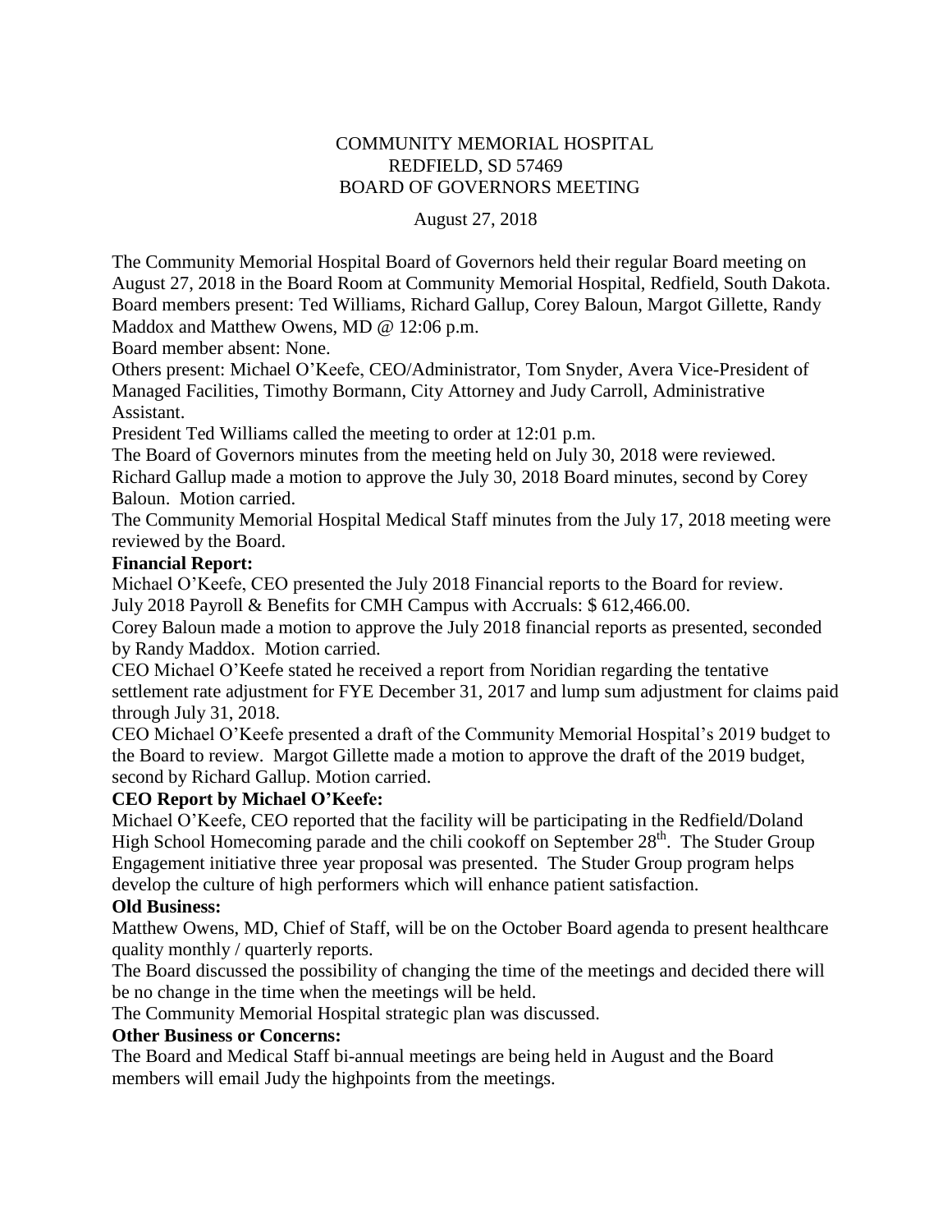# COMMUNITY MEMORIAL HOSPITAL
## REDFIELD, SD 57469
## BOARD OF GOVERNORS MEETING

August 27, 2018

The Community Memorial Hospital Board of Governors held their regular Board meeting on August 27, 2018 in the Board Room at Community Memorial Hospital, Redfield, South Dakota. Board members present: Ted Williams, Richard Gallup, Corey Baloun, Margot Gillette, Randy Maddox and Matthew Owens, MD @ 12:06 p.m.

Board member absent: None.

Others present: Michael O'Keefe, CEO/Administrator, Tom Snyder, Avera Vice-President of Managed Facilities, Timothy Bormann, City Attorney and Judy Carroll, Administrative Assistant.

President Ted Williams called the meeting to order at 12:01 p.m.

The Board of Governors minutes from the meeting held on July 30, 2018 were reviewed. Richard Gallup made a motion to approve the July 30, 2018 Board minutes, second by Corey Baloun. Motion carried.

The Community Memorial Hospital Medical Staff minutes from the July 17, 2018 meeting were reviewed by the Board.

**Financial Report:**

Michael O'Keefe, CEO presented the July 2018 Financial reports to the Board for review.
July 2018 Payroll & Benefits for CMH Campus with Accruals: $ 612,466.00.

Corey Baloun made a motion to approve the July 2018 financial reports as presented, seconded by Randy Maddox. Motion carried.

CEO Michael O'Keefe stated he received a report from Noridian regarding the tentative settlement rate adjustment for FYE December 31, 2017 and lump sum adjustment for claims paid through July 31, 2018.

CEO Michael O'Keefe presented a draft of the Community Memorial Hospital's 2019 budget to the Board to review. Margot Gillette made a motion to approve the draft of the 2019 budget, second by Richard Gallup. Motion carried.

**CEO Report by Michael O'Keefe:**

Michael O'Keefe, CEO reported that the facility will be participating in the Redfield/Doland High School Homecoming parade and the chili cookoff on September 28th. The Studer Group Engagement initiative three year proposal was presented. The Studer Group program helps develop the culture of high performers which will enhance patient satisfaction.

**Old Business:**

Matthew Owens, MD, Chief of Staff, will be on the October Board agenda to present healthcare quality monthly / quarterly reports.

The Board discussed the possibility of changing the time of the meetings and decided there will be no change in the time when the meetings will be held.

The Community Memorial Hospital strategic plan was discussed.

**Other Business or Concerns:**

The Board and Medical Staff bi-annual meetings are being held in August and the Board members will email Judy the highpoints from the meetings.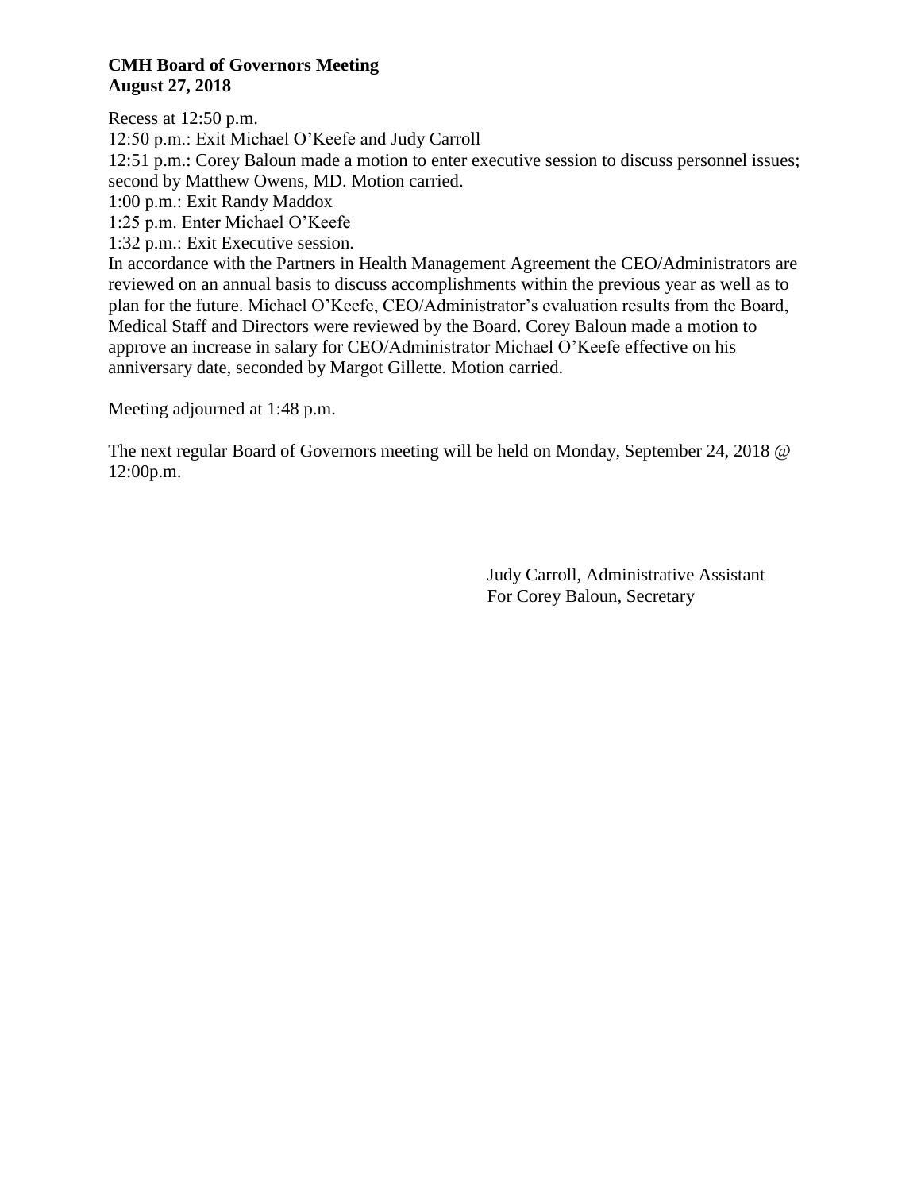**CMH Board of Governors Meeting**
**August 27, 2018**

Recess at 12:50 p.m.
12:50 p.m.: Exit Michael O'Keefe and Judy Carroll
12:51 p.m.: Corey Baloun made a motion to enter executive session to discuss personnel issues; second by Matthew Owens, MD. Motion carried.
1:00 p.m.: Exit Randy Maddox
1:25 p.m. Enter Michael O'Keefe
1:32 p.m.: Exit Executive session.
In accordance with the Partners in Health Management Agreement the CEO/Administrators are reviewed on an annual basis to discuss accomplishments within the previous year as well as to plan for the future. Michael O'Keefe, CEO/Administrator's evaluation results from the Board, Medical Staff and Directors were reviewed by the Board. Corey Baloun made a motion to approve an increase in salary for CEO/Administrator Michael O'Keefe effective on his anniversary date, seconded by Margot Gillette. Motion carried.

Meeting adjourned at 1:48 p.m.

The next regular Board of Governors meeting will be held on Monday, September 24, 2018 @ 12:00p.m.

Judy Carroll, Administrative Assistant
For Corey Baloun, Secretary